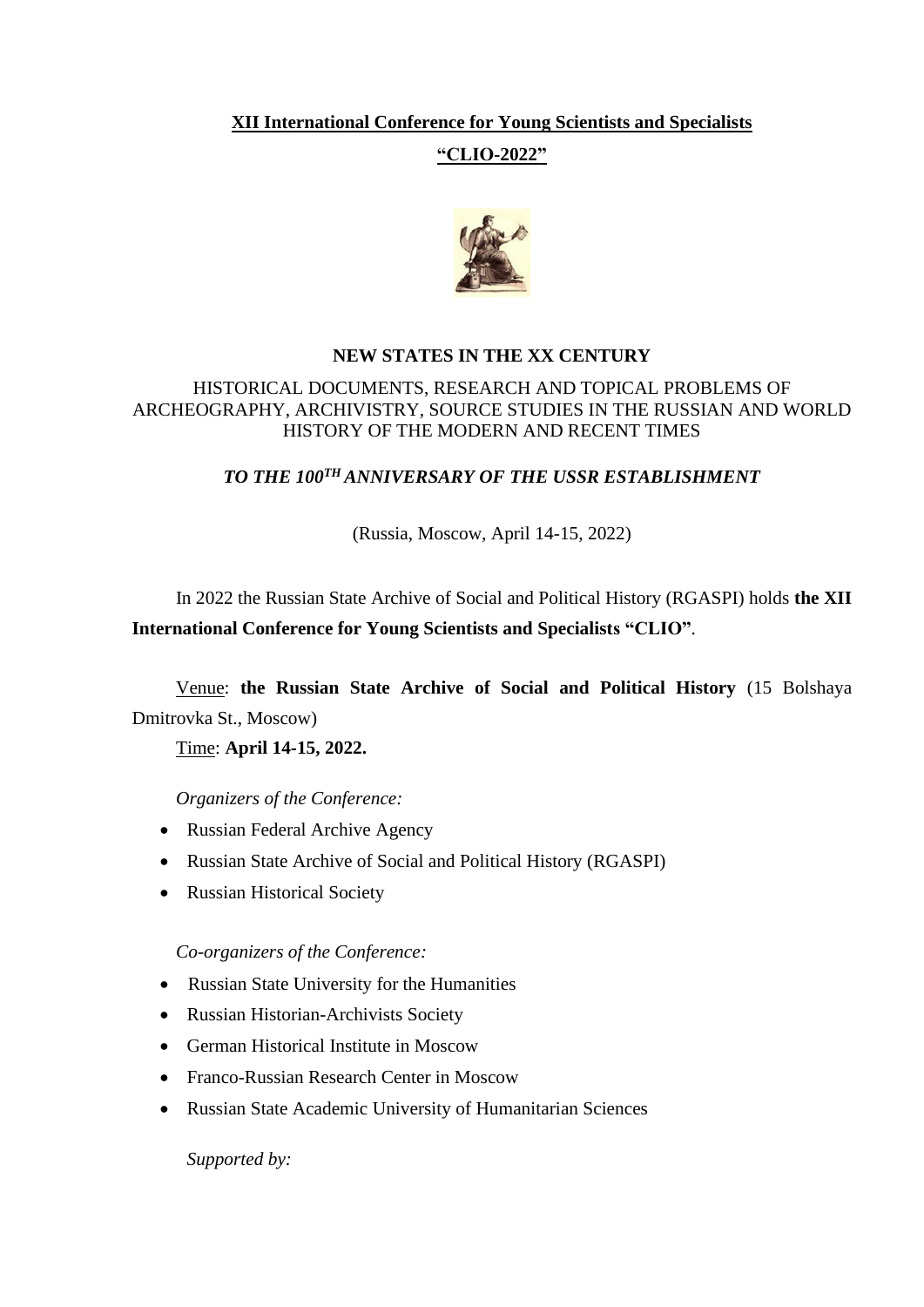**XII International Conference for Young Scientists and Specialists**

**"CLIO-2022"**

**NEW STATES IN THE XX CENTURY**

HISTORICAL DOCUMENTS, RESEARCH AND TOPICAL PROBLEMS OF ARCHEOGRAPHY, ARCHIVISTRY, SOURCE STUDIES IN THE RUSSIAN AND WORLD HISTORY OF THE MODERN AND RECENT TIMES

***TO THE 100TH ANNIVERSARY OF THE USSR ESTABLISHMENT***

(Russia, Moscow, April 14-15, 2022)

In 2022 the Russian State Archive of Social and Political History (RGASPI) holds **the XII International Conference for Young Scientists and Specialists "CLIO"**.

Venue: **the Russian State Archive of Social and Political History** (15 Bolshaya Dmitrovka St., Moscow)

Time: **April 14-15, 2022.**

*Organizers of the Conference:*

- Russian Federal Archive Agency
- Russian State Archive of Social and Political History (RGASPI)
- Russian Historical Society

*Co-organizers of the Conference:*

- Russian State University for the Humanities
- Russian Historian-Archivists Society
- German Historical Institute in Moscow
- Franco-Russian Research Center in Moscow
- Russian State Academic University of Humanitarian Sciences

*Supported by:*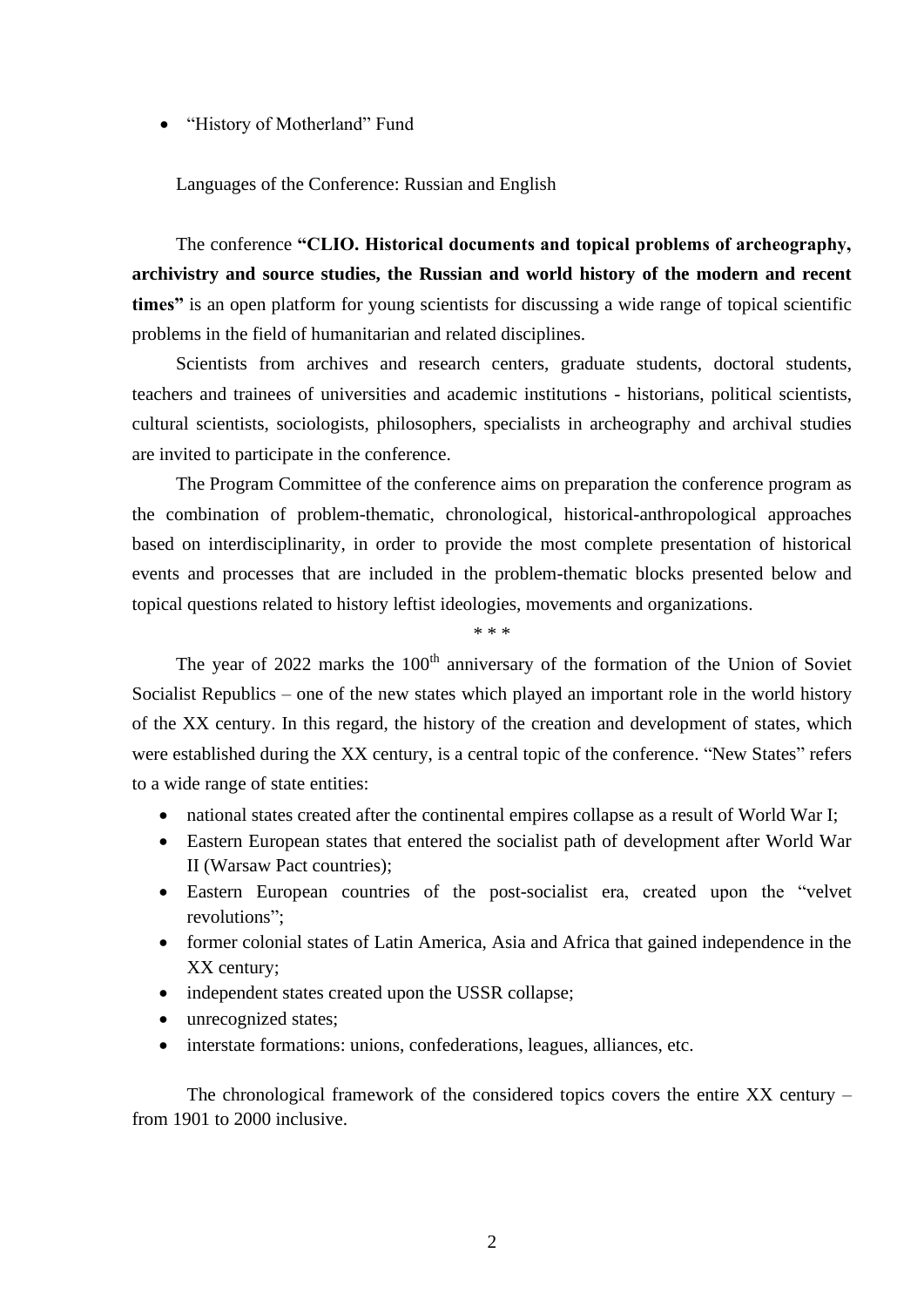- “History of Motherland” Fund

Languages of the Conference: Russian and English

The conference **“CLIO. Historical documents and topical problems of archeography, archivistry and source studies, the Russian and world history of the modern and recent times”** is an open platform for young scientists for discussing a wide range of topical scientific problems in the field of humanitarian and related disciplines.

Scientists from archives and research centers, graduate students, doctoral students, teachers and trainees of universities and academic institutions - historians, political scientists, cultural scientists, sociologists, philosophers, specialists in archeography and archival studies are invited to participate in the conference.

The Program Committee of the conference aims on preparation the conference program as the combination of problem-thematic, chronological, historical-anthropological approaches based on interdisciplinarity, in order to provide the most complete presentation of historical events and processes that are included in the problem-thematic blocks presented below and topical questions related to history leftist ideologies, movements and organizations.

\* \* \*

The year of 2022 marks the 100th anniversary of the formation of the Union of Soviet Socialist Republics – one of the new states which played an important role in the world history of the XX century. In this regard, the history of the creation and development of states, which were established during the XX century, is a central topic of the conference. “New States” refers to a wide range of state entities:

- national states created after the continental empires collapse as a result of World War I;
- Eastern European states that entered the socialist path of development after World War II (Warsaw Pact countries);
- Eastern European countries of the post-socialist era, created upon the “velvet revolutions”;
- former colonial states of Latin America, Asia and Africa that gained independence in the XX century;
- independent states created upon the USSR collapse;
- unrecognized states;
- interstate formations: unions, confederations, leagues, alliances, etc.

The chronological framework of the considered topics covers the entire XX century – from 1901 to 2000 inclusive.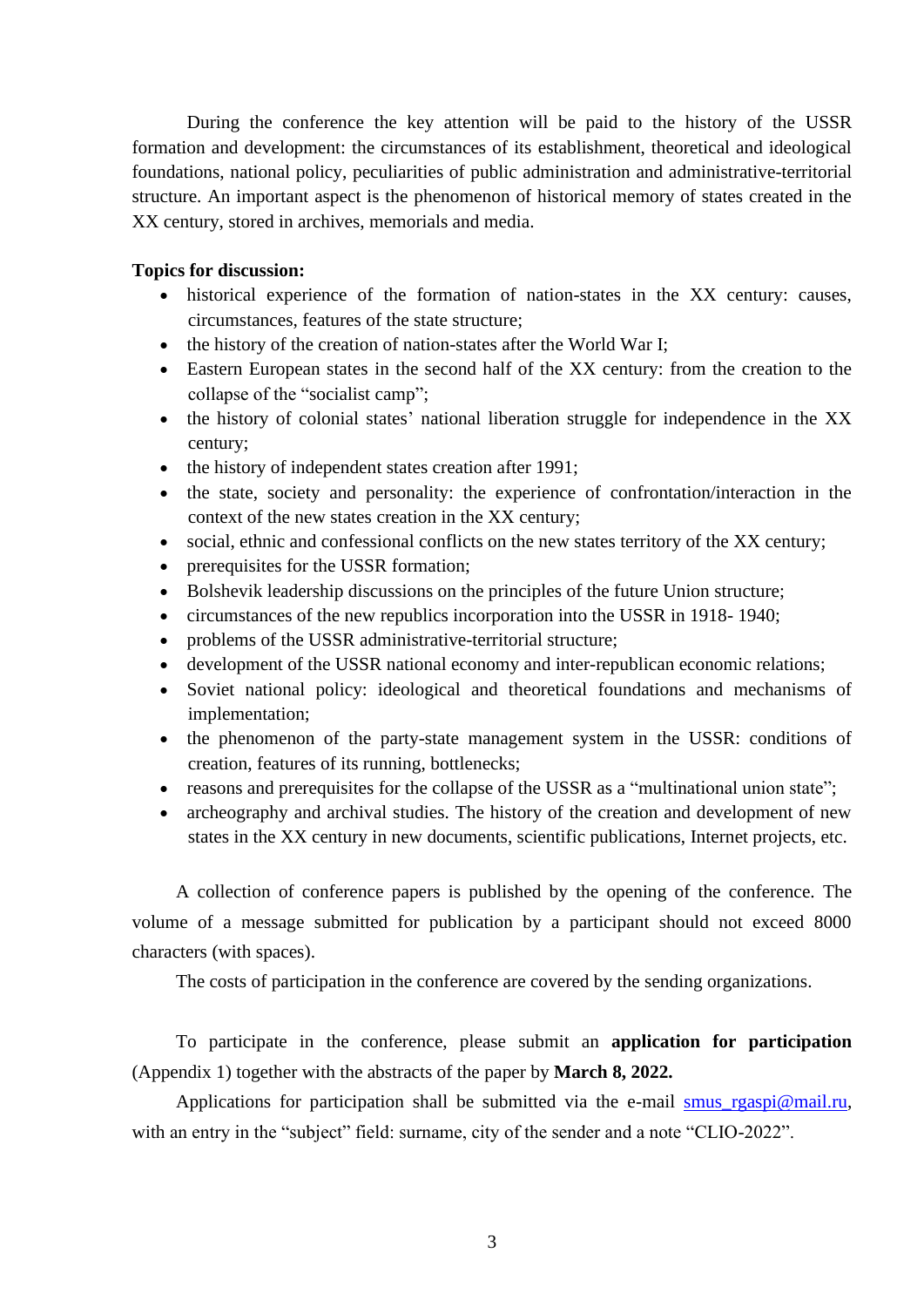During the conference the key attention will be paid to the history of the USSR formation and development: the circumstances of its establishment, theoretical and ideological foundations, national policy, peculiarities of public administration and administrative-territorial structure. An important aspect is the phenomenon of historical memory of states created in the XX century, stored in archives, memorials and media.

**Topics for discussion:**

- historical experience of the formation of nation-states in the XX century: causes, circumstances, features of the state structure;
- the history of the creation of nation-states after the World War I;
- Eastern European states in the second half of the XX century: from the creation to the collapse of the "socialist camp";
- the history of colonial states' national liberation struggle for independence in the XX century;
- the history of independent states creation after 1991;
- the state, society and personality: the experience of confrontation/interaction in the context of the new states creation in the XX century;
- social, ethnic and confessional conflicts on the new states territory of the XX century;
- prerequisites for the USSR formation;
- Bolshevik leadership discussions on the principles of the future Union structure;
- circumstances of the new republics incorporation into the USSR in 1918- 1940;
- problems of the USSR administrative-territorial structure;
- development of the USSR national economy and inter-republican economic relations;
- Soviet national policy: ideological and theoretical foundations and mechanisms of implementation;
- the phenomenon of the party-state management system in the USSR: conditions of creation, features of its running, bottlenecks;
- reasons and prerequisites for the collapse of the USSR as a "multinational union state";
- archeography and archival studies. The history of the creation and development of new states in the XX century in new documents, scientific publications, Internet projects, etc.

A collection of conference papers is published by the opening of the conference. The volume of a message submitted for publication by a participant should not exceed 8000 characters (with spaces).

The costs of participation in the conference are covered by the sending organizations.

To participate in the conference, please submit an **application for participation** (Appendix 1) together with the abstracts of the paper by **March 8, 2022.**

Applications for participation shall be submitted via the e-mail smus_rgaspi@mail.ru, with an entry in the "subject" field: surname, city of the sender and a note "CLIO-2022".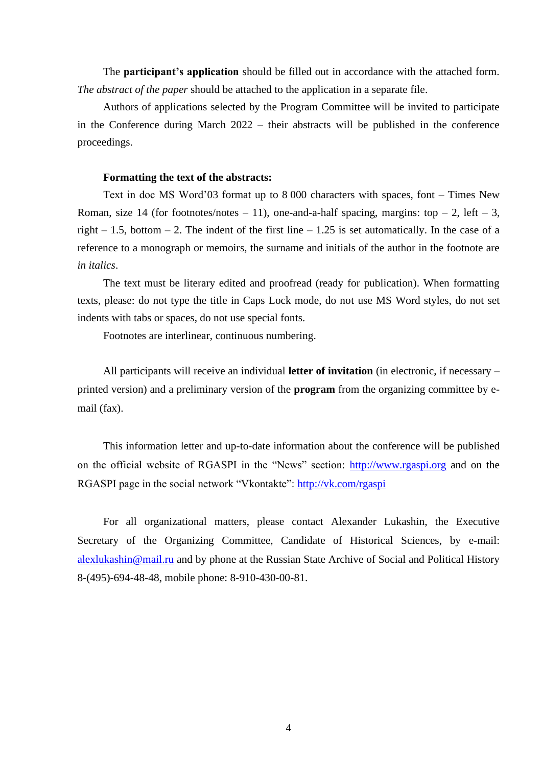The **participant's application** should be filled out in accordance with the attached form. *The abstract of the paper* should be attached to the application in a separate file.

Authors of applications selected by the Program Committee will be invited to participate in the Conference during March 2022 – their abstracts will be published in the conference proceedings.

**Formatting the text of the abstracts:**

Text in doc MS Word'03 format up to 8 000 characters with spaces, font – Times New Roman, size 14 (for footnotes/notes – 11), one-and-a-half spacing, margins: top – 2, left – 3, right – 1.5, bottom – 2. The indent of the first line – 1.25 is set automatically. In the case of a reference to a monograph or memoirs, the surname and initials of the author in the footnote are *in italics*.

The text must be literary edited and proofread (ready for publication). When formatting texts, please: do not type the title in Caps Lock mode, do not use MS Word styles, do not set indents with tabs or spaces, do not use special fonts.

Footnotes are interlinear, continuous numbering.

All participants will receive an individual **letter of invitation** (in electronic, if necessary – printed version) and a preliminary version of the **program** from the organizing committee by e-mail (fax).

This information letter and up-to-date information about the conference will be published on the official website of RGASPI in the "News" section: http://www.rgaspi.org and on the RGASPI page in the social network "Vkontakte": http://vk.com/rgaspi

For all organizational matters, please contact Alexander Lukashin, the Executive Secretary of the Organizing Committee, Candidate of Historical Sciences, by e-mail: alexlukashin@mail.ru and by phone at the Russian State Archive of Social and Political History 8-(495)-694-48-48, mobile phone: 8-910-430-00-81.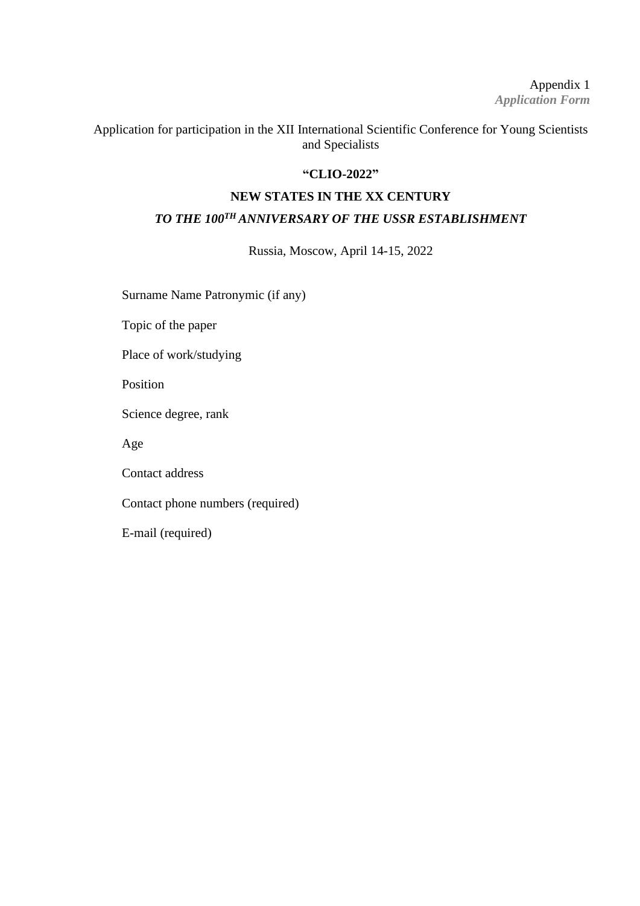Appendix 1
***Application Form***

Application for participation in the XII International Scientific Conference for Young Scientists and Specialists

**“CLIO-2022”**

**NEW STATES IN THE XX CENTURY**

***TO THE 100$^{TH}$ ANNIVERSARY OF THE USSR ESTABLISHMENT***

Russia, Moscow, April 14-15, 2022

Surname Name Patronymic (if any)

Topic of the paper

Place of work/studying

Position

Science degree, rank

Age

Contact address

Contact phone numbers (required)

E-mail (required)